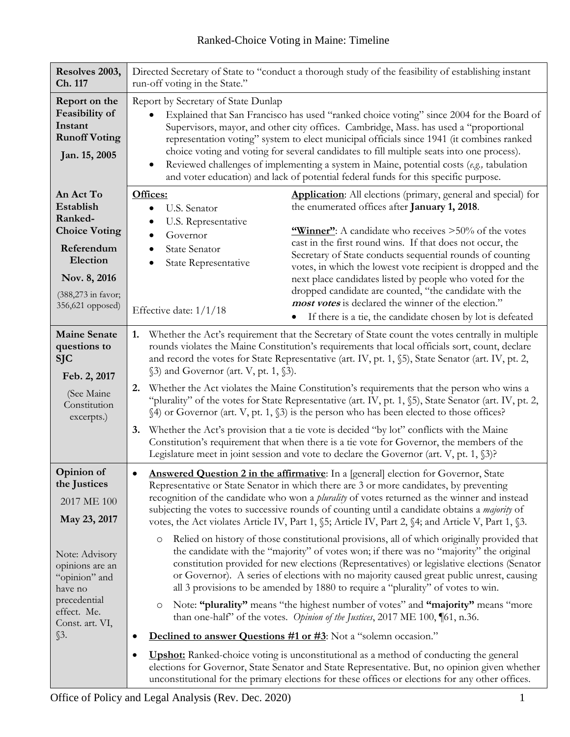# Ranked-Choice Voting in Maine: Timeline

| | |
|---|---|
| **Resolves 2003, Ch. 117** | Directed Secretary of State to "conduct a thorough study of the feasibility of establishing instant run-off voting in the State." |
| **Report on the Feasibility of Instant Runoff Voting**<br><br>**Jan. 15, 2005** | Report by Secretary of State Dunlap<br>• Explained that San Francisco has used "ranked choice voting" since 2004 for the Board of Supervisors, mayor, and other city offices. Cambridge, Mass. has used a "proportional representation voting" system to elect municipal officials since 1941 (it combines ranked choice voting and voting for several candidates to fill multiple seats into one process).<br>• Reviewed challenges of implementing a system in Maine, potential costs (*e.g.,* tabulation and voter education) and lack of potential federal funds for this specific purpose. |
| **An Act To Establish Ranked-Choice Voting**<br><br>**Referendum Election**<br><br>**Nov. 8, 2016**<br><br>(388,273 in favor; 356,621 opposed) | **Offices:**<br>• U.S. Senator<br>• U.S. Representative<br>• Governor<br>• State Senator<br>• State Representative<br><br>Effective date: 1/1/18<br><br>**Application**: All elections (primary, general and special) for the enumerated offices after **January 1, 2018**.<br><br>**"Winner"**: A candidate who receives >50% of the votes cast in the first round wins. If that does not occur, the Secretary of State conducts sequential rounds of counting votes, in which the lowest vote recipient is dropped and the next place candidates listed by people who voted for the dropped candidate are counted, "the candidate with the ***most votes*** is declared the winner of the election."<br>• If there is a tie, the candidate chosen by lot is defeated |
| **Maine Senate questions to SJC**<br><br>**Feb. 2, 2017**<br><br>(See Maine Constitution excerpts.) | **1.** Whether the Act's requirement that the Secretary of State count the votes centrally in multiple rounds violates the Maine Constitution's requirements that local officials sort, count, declare and record the votes for State Representative (art. IV, pt. 1, §5), State Senator (art. IV, pt. 2, §3) and Governor (art. V, pt. 1, §3).<br>**2.** Whether the Act violates the Maine Constitution's requirements that the person who wins a "plurality" of the votes for State Representative (art. IV, pt. 1, §5), State Senator (art. IV, pt. 2, §4) or Governor (art. V, pt. 1, §3) is the person who has been elected to those offices?<br>**3.** Whether the Act's provision that a tie vote is decided "by lot" conflicts with the Maine Constitution's requirement that when there is a tie vote for Governor, the members of the Legislature meet in joint session and vote to declare the Governor (art. V, pt. 1, §3)? |
| **Opinion of the Justices**<br><br>2017 ME 100<br><br>**May 23, 2017**<br><br>Note: Advisory opinions are an "opinion" and have no precedential effect. Me. Const. art. VI, §3. | • **Answered Question 2 in the affirmative**: In a [general] election for Governor, State Representative or State Senator in which there are 3 or more candidates, by preventing recognition of the candidate who won a *plurality* of votes returned as the winner and instead subjecting the votes to successive rounds of counting until a candidate obtains a *majority* of votes, the Act violates Article IV, Part 1, §5; Article IV, Part 2, §4; and Article V, Part 1, §3.<br>  ○ Relied on history of those constitutional provisions, all of which originally provided that the candidate with the "majority" of votes won; if there was no "majority" the original constitution provided for new elections (Representatives) or legislative elections (Senator or Governor). A series of elections with no majority caused great public unrest, causing all 3 provisions to be amended by 1880 to require a "plurality" of votes to win.<br>  ○ Note: **"plurality"** means "the highest number of votes" and **"majority"** means "more than one-half" of the votes. *Opinion of the Justices*, 2017 ME 100, ¶61, n.36.<br>• **Declined to answer Questions #1 or #3**: Not a "solemn occasion."<br>• **Upshot:** Ranked-choice voting is unconstitutional as a method of conducting the general elections for Governor, State Senator and State Representative. But, no opinion given whether unconstitutional for the primary elections for these offices or elections for any other offices. |

Office of Policy and Legal Analysis (Rev. Dec. 2020)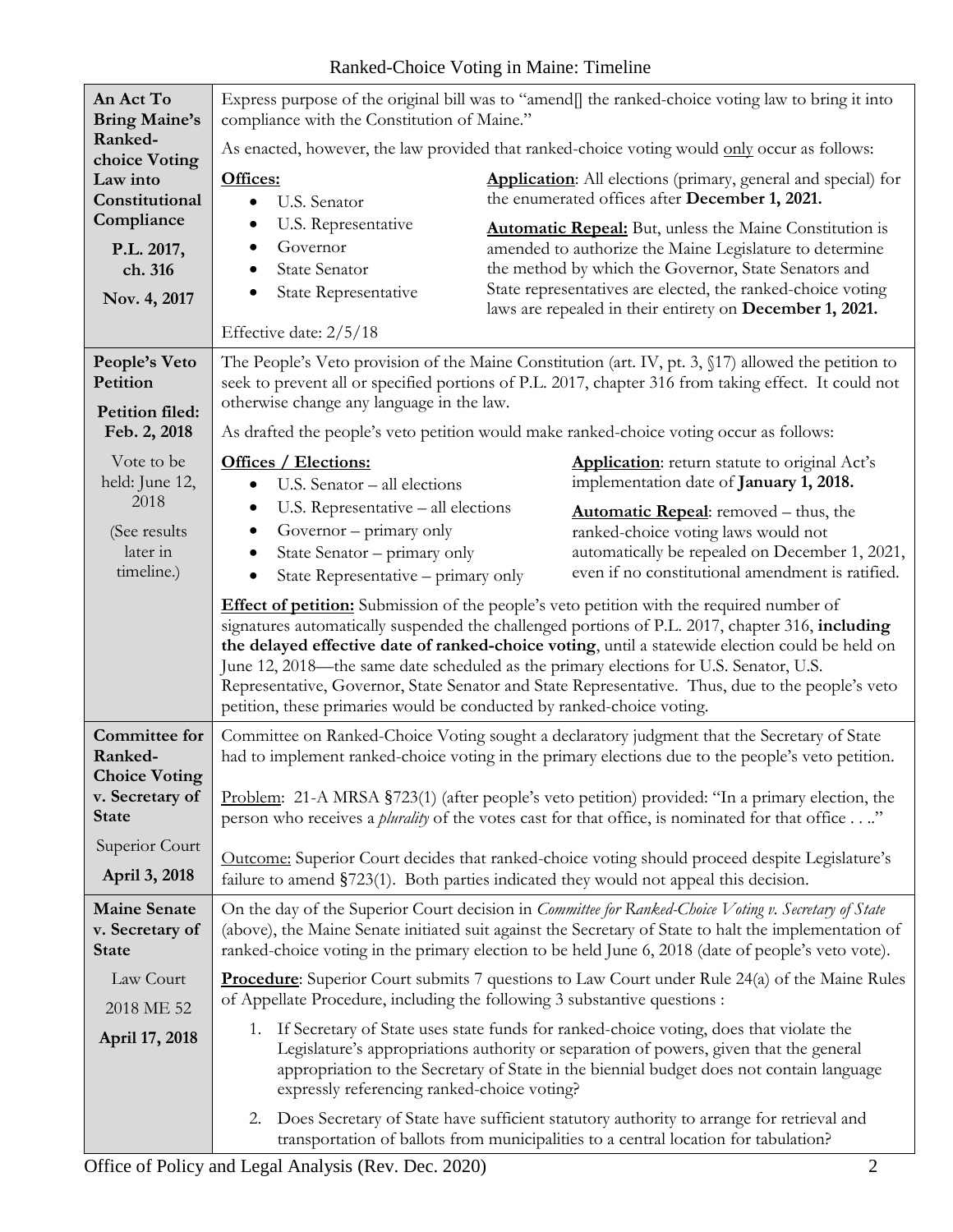Ranked-Choice Voting in Maine: Timeline

| | |
|---|---|
| **An Act To Bring Maine's Ranked-choice Voting Law into Constitutional Compliance**<br><br>**P.L. 2017, ch. 316**<br><br>**Nov. 4, 2017** | Express purpose of the original bill was to "amend[] the ranked-choice voting law to bring it into compliance with the Constitution of Maine."<br><br>As enacted, however, the law provided that ranked-choice voting would only occur as follows:<br><br>**Offices:**<br>• U.S. Senator<br>• U.S. Representative<br>• Governor<br>• State Senator<br>• State Representative<br><br>**Application**: All elections (primary, general and special) for the enumerated offices after **December 1, 2021.**<br><br>**Automatic Repeal:** But, unless the Maine Constitution is amended to authorize the Maine Legislature to determine the method by which the Governor, State Senators and State representatives are elected, the ranked-choice voting laws are repealed in their entirety on **December 1, 2021.**<br><br>Effective date: 2/5/18 |
| **People's Veto Petition**<br><br>**Petition filed: Feb. 2, 2018**<br><br>Vote to be held: June 12, 2018<br><br>(See results later in timeline.) | The People's Veto provision of the Maine Constitution (art. IV, pt. 3, §17) allowed the petition to seek to prevent all or specified portions of P.L. 2017, chapter 316 from taking effect. It could not otherwise change any language in the law.<br><br>As drafted the people's veto petition would make ranked-choice voting occur as follows:<br><br>**Offices / Elections:**<br>• U.S. Senator – all elections<br>• U.S. Representative – all elections<br>• Governor – primary only<br>• State Senator – primary only<br>• State Representative – primary only<br><br>**Application**: return statute to original Act's implementation date of **January 1, 2018.**<br><br>**Automatic Repeal**: removed – thus, the ranked-choice voting laws would not automatically be repealed on December 1, 2021, even if no constitutional amendment is ratified.<br><br>**Effect of petition:** Submission of the people's veto petition with the required number of signatures automatically suspended the challenged portions of P.L. 2017, chapter 316, **including the delayed effective date of ranked-choice voting**, until a statewide election could be held on June 12, 2018—the same date scheduled as the primary elections for U.S. Senator, U.S. Representative, Governor, State Senator and State Representative. Thus, due to the people's veto petition, these primaries would be conducted by ranked-choice voting. |
| **Committee for Ranked-Choice Voting v. Secretary of State**<br><br>Superior Court<br><br>**April 3, 2018** | Committee on Ranked-Choice Voting sought a declaratory judgment that the Secretary of State had to implement ranked-choice voting in the primary elections due to the people's veto petition.<br><br>Problem: 21-A MRSA §723(1) (after people's veto petition) provided: "In a primary election, the person who receives a *plurality* of the votes cast for that office, is nominated for that office . . .."<br><br>Outcome: Superior Court decides that ranked-choice voting should proceed despite Legislature's failure to amend §723(1). Both parties indicated they would not appeal this decision. |
| **Maine Senate v. Secretary of State**<br><br>Law Court<br><br>2018 ME 52<br><br>**April 17, 2018** | On the day of the Superior Court decision in *Committee for Ranked-Choice Voting v. Secretary of State* (above), the Maine Senate initiated suit against the Secretary of State to halt the implementation of ranked-choice voting in the primary election to be held June 6, 2018 (date of people's veto vote).<br><br>**Procedure**: Superior Court submits 7 questions to Law Court under Rule 24(a) of the Maine Rules of Appellate Procedure, including the following 3 substantive questions :<br><br>1. If Secretary of State uses state funds for ranked-choice voting, does that violate the Legislature's appropriations authority or separation of powers, given that the general appropriation to the Secretary of State in the biennial budget does not contain language expressly referencing ranked-choice voting?<br>2. Does Secretary of State have sufficient statutory authority to arrange for retrieval and transportation of ballots from municipalities to a central location for tabulation? |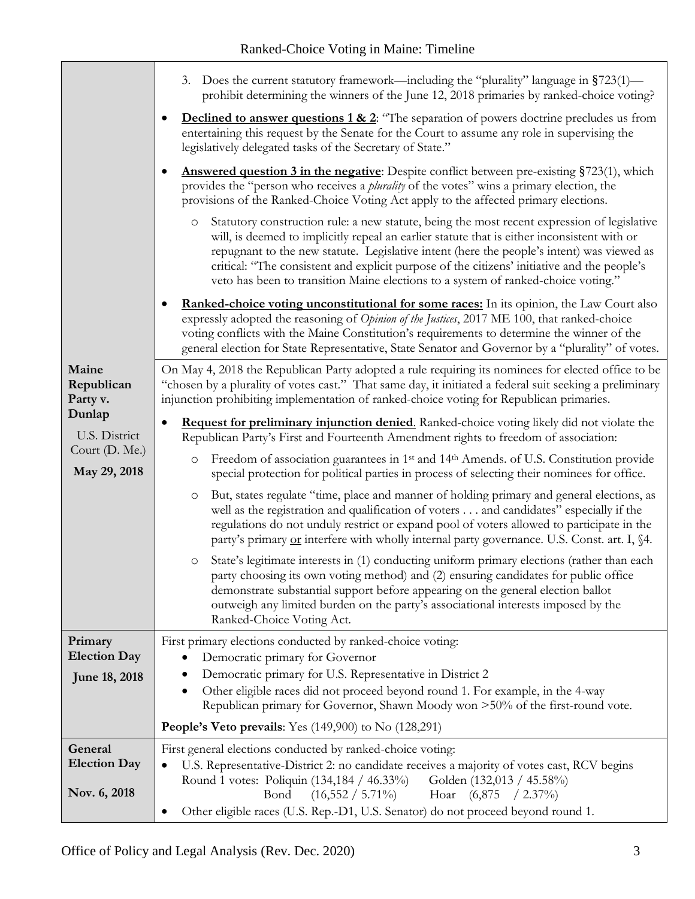| | |
|---|---|
| | 3. Does the current statutory framework—including the "plurality" language in §723(1)—prohibit determining the winners of the June 12, 2018 primaries by ranked-choice voting?<br><br>• **Declined to answer questions 1 & 2**: "The separation of powers doctrine precludes us from entertaining this request by the Senate for the Court to assume any role in supervising the legislatively delegated tasks of the Secretary of State."<br><br>• **Answered question 3 in the negative**: Despite conflict between pre-existing §723(1), which provides the "person who receives a *plurality* of the votes" wins a primary election, the provisions of the Ranked-Choice Voting Act apply to the affected primary elections.<br>  ○ Statutory construction rule: a new statute, being the most recent expression of legislative will, is deemed to implicitly repeal an earlier statute that is either inconsistent with or repugnant to the new statute. Legislative intent (here the people's intent) was viewed as critical: "The consistent and explicit purpose of the citizens' initiative and the people's veto has been to transition Maine elections to a system of ranked-choice voting."<br><br>• **Ranked-choice voting unconstitutional for some races:** In its opinion, the Law Court also expressly adopted the reasoning of *Opinion of the Justices*, 2017 ME 100, that ranked-choice voting conflicts with the Maine Constitution's requirements to determine the winner of the general election for State Representative, State Senator and Governor by a "plurality" of votes. |
| **Maine Republican Party v. Dunlap**<br>U.S. District Court (D. Me.)<br>**May 29, 2018** | On May 4, 2018 the Republican Party adopted a rule requiring its nominees for elected office to be "chosen by a plurality of votes cast." That same day, it initiated a federal suit seeking a preliminary injunction prohibiting implementation of ranked-choice voting for Republican primaries.<br><br>• **Request for preliminary injunction denied**. Ranked-choice voting likely did not violate the Republican Party's First and Fourteenth Amendment rights to freedom of association:<br>  ○ Freedom of association guarantees in 1st and 14th Amends. of U.S. Constitution provide special protection for political parties in process of selecting their nominees for office.<br>  ○ But, states regulate "time, place and manner of holding primary and general elections, as well as the registration and qualification of voters . . . and candidates" especially if the regulations do not unduly restrict or expand pool of voters allowed to participate in the party's primary <u>or</u> interfere with wholly internal party governance. U.S. Const. art. I, §4.<br>  ○ State's legitimate interests in (1) conducting uniform primary elections (rather than each party choosing its own voting method) and (2) ensuring candidates for public office demonstrate substantial support before appearing on the general election ballot outweigh any limited burden on the party's associational interests imposed by the Ranked-Choice Voting Act. |
| **Primary Election Day**<br>**June 18, 2018** | First primary elections conducted by ranked-choice voting:<br>• Democratic primary for Governor<br>• Democratic primary for U.S. Representative in District 2<br>• Other eligible races did not proceed beyond round 1. For example, in the 4-way Republican primary for Governor, Shawn Moody won >50% of the first-round vote.<br><br>**People's Veto prevails**: Yes (149,900) to No (128,291) |
| **General Election Day**<br>**Nov. 6, 2018** | First general elections conducted by ranked-choice voting:<br>• U.S. Representative-District 2: no candidate receives a majority of votes cast, RCV begins<br>Round 1 votes: Poliquin (134,184 / 46.33%) Golden (132,013 / 45.58%)<br>Bond (16,552 / 5.71%) Hoar (6,875 / 2.37%)<br>• Other eligible races (U.S. Rep.-D1, U.S. Senator) do not proceed beyond round 1. |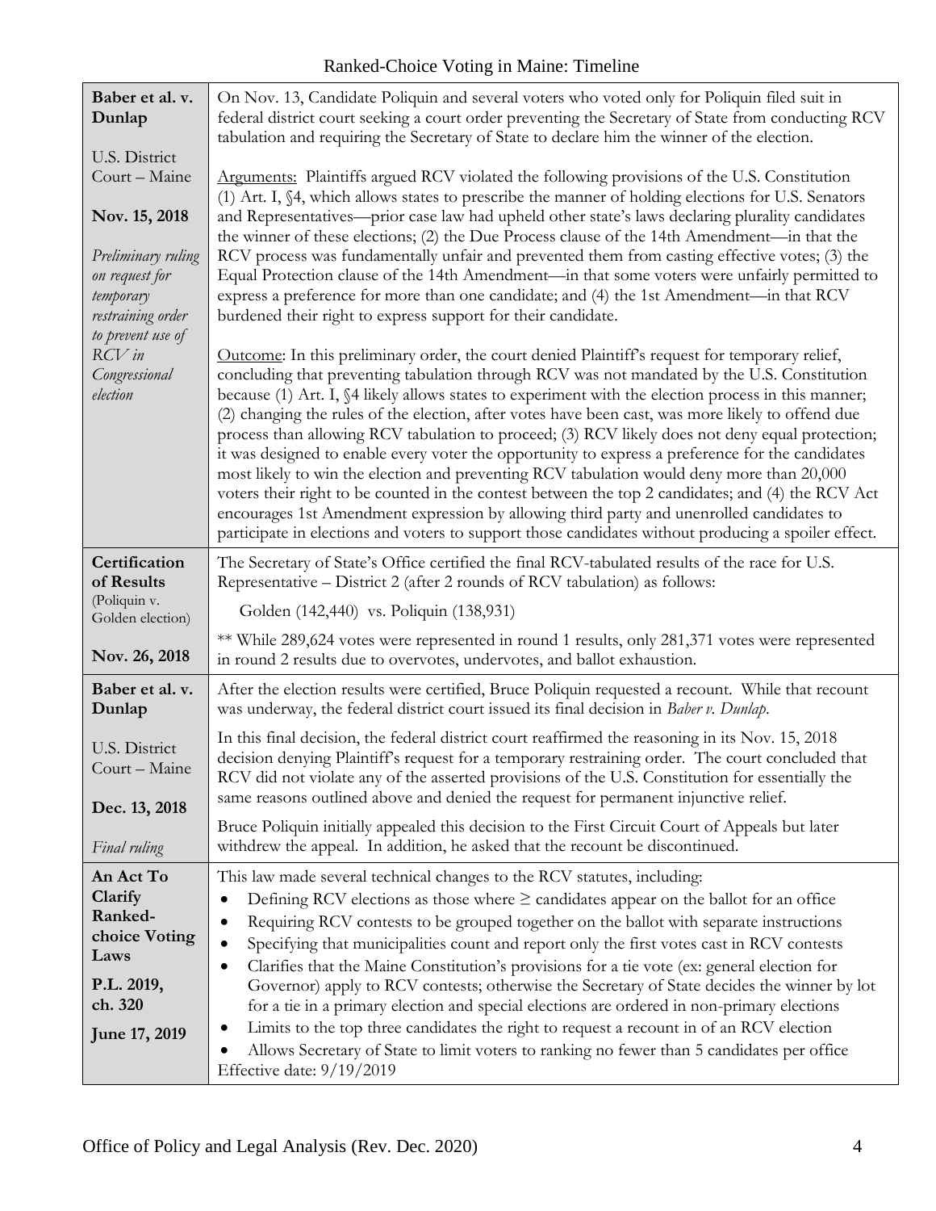Ranked-Choice Voting in Maine: Timeline

| | |
|---|---|
| **Baber et al. v. Dunlap**<br><br>U.S. District Court – Maine<br><br>**Nov. 15, 2018**<br><br>*Preliminary ruling on request for temporary restraining order to prevent use of RCV in Congressional election* | On Nov. 13, Candidate Poliquin and several voters who voted only for Poliquin filed suit in federal district court seeking a court order preventing the Secretary of State from conducting RCV tabulation and requiring the Secretary of State to declare him the winner of the election.<br><br><u>Arguments:</u> Plaintiffs argued RCV violated the following provisions of the U.S. Constitution (1) Art. I, §4, which allows states to prescribe the manner of holding elections for U.S. Senators and Representatives—prior case law had upheld other state's laws declaring plurality candidates the winner of these elections; (2) the Due Process clause of the 14th Amendment—in that the RCV process was fundamentally unfair and prevented them from casting effective votes; (3) the Equal Protection clause of the 14th Amendment—in that some voters were unfairly permitted to express a preference for more than one candidate; and (4) the 1st Amendment—in that RCV burdened their right to express support for their candidate.<br><br><u>Outcome</u>: In this preliminary order, the court denied Plaintiff's request for temporary relief, concluding that preventing tabulation through RCV was not mandated by the U.S. Constitution because (1) Art. I, §4 likely allows states to experiment with the election process in this manner; (2) changing the rules of the election, after votes have been cast, was more likely to offend due process than allowing RCV tabulation to proceed; (3) RCV likely does not deny equal protection; it was designed to enable every voter the opportunity to express a preference for the candidates most likely to win the election and preventing RCV tabulation would deny more than 20,000 voters their right to be counted in the contest between the top 2 candidates; and (4) the RCV Act encourages 1st Amendment expression by allowing third party and unenrolled candidates to participate in elections and voters to support those candidates without producing a spoiler effect. |
| **Certification of Results**<br>(Poliquin v. Golden election)<br><br>**Nov. 26, 2018** | The Secretary of State's Office certified the final RCV-tabulated results of the race for U.S. Representative – District 2 (after 2 rounds of RCV tabulation) as follows:<br><br>Golden (142,440) vs. Poliquin (138,931)<br><br>** While 289,624 votes were represented in round 1 results, only 281,371 votes were represented in round 2 results due to overvotes, undervotes, and ballot exhaustion. |
| **Baber et al. v. Dunlap**<br><br>U.S. District Court – Maine<br><br>**Dec. 13, 2018**<br><br>*Final ruling* | After the election results were certified, Bruce Poliquin requested a recount. While that recount was underway, the federal district court issued its final decision in *Baber v. Dunlap*.<br><br>In this final decision, the federal district court reaffirmed the reasoning in its Nov. 15, 2018 decision denying Plaintiff's request for a temporary restraining order. The court concluded that RCV did not violate any of the asserted provisions of the U.S. Constitution for essentially the same reasons outlined above and denied the request for permanent injunctive relief.<br><br>Bruce Poliquin initially appealed this decision to the First Circuit Court of Appeals but later withdrew the appeal. In addition, he asked that the recount be discontinued. |
| **An Act To Clarify Ranked-choice Voting Laws**<br><br>**P.L. 2019, ch. 320**<br><br>**June 17, 2019** | This law made several technical changes to the RCV statutes, including:<br>• Defining RCV elections as those where ≥ candidates appear on the ballot for an office<br>• Requiring RCV contests to be grouped together on the ballot with separate instructions<br>• Specifying that municipalities count and report only the first votes cast in RCV contests<br>• Clarifies that the Maine Constitution's provisions for a tie vote (ex: general election for Governor) apply to RCV contests; otherwise the Secretary of State decides the winner by lot for a tie in a primary election and special elections are ordered in non-primary elections<br>• Limits to the top three candidates the right to request a recount in of an RCV election<br>• Allows Secretary of State to limit voters to ranking no fewer than 5 candidates per office<br>Effective date: 9/19/2019 |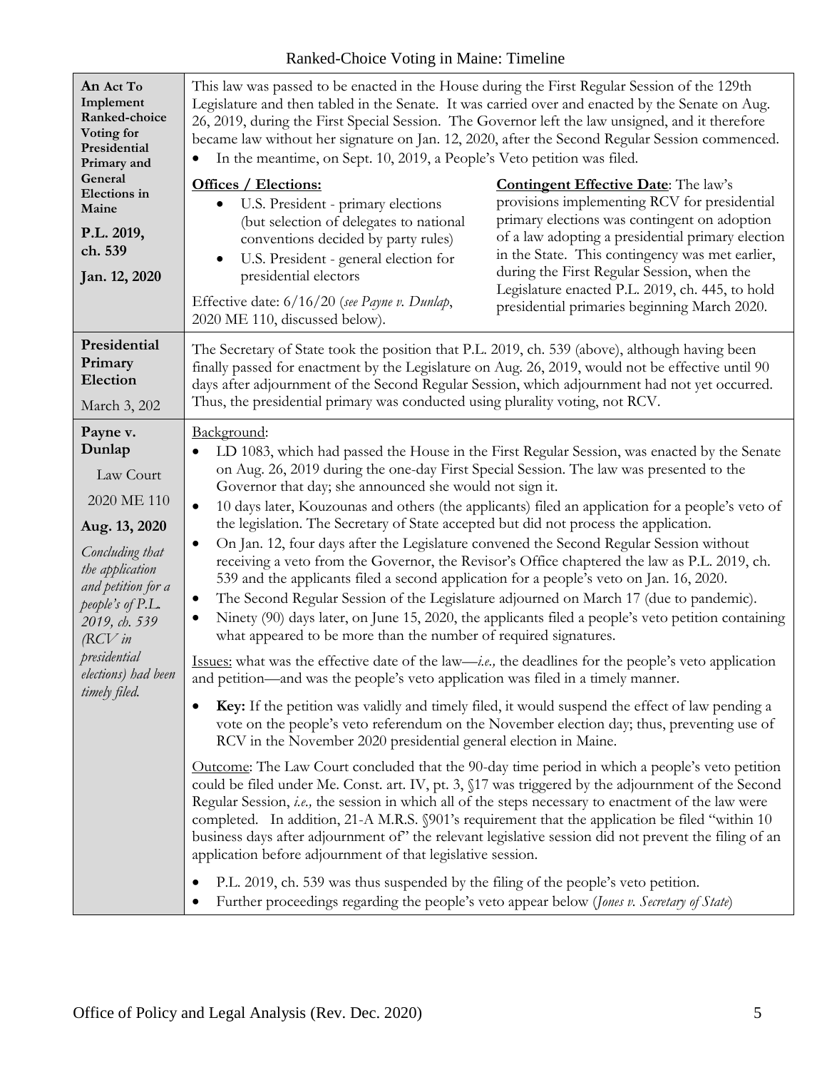Ranked-Choice Voting in Maine: Timeline

| | |
|---|---|
| **An Act To Implement Ranked-choice Voting for Presidential Primary and General Elections in Maine**<br><br>**P.L. 2019, ch. 539**<br><br>**Jan. 12, 2020** | This law was passed to be enacted in the House during the First Regular Session of the 129th Legislature and then tabled in the Senate. It was carried over and enacted by the Senate on Aug. 26, 2019, during the First Special Session. The Governor left the law unsigned, and it therefore became law without her signature on Jan. 12, 2020, after the Second Regular Session commenced.<br>• In the meantime, on Sept. 10, 2019, a People's Veto petition was filed.<br><br>**Offices / Elections:**<br>• U.S. President - primary elections (but selection of delegates to national conventions decided by party rules)<br>• U.S. President - general election for presidential electors<br><br>Effective date: 6/16/20 (*see Payne v. Dunlap*, 2020 ME 110, discussed below).<br><br>**Contingent Effective Date**: The law's provisions implementing RCV for presidential primary elections was contingent on adoption of a law adopting a presidential primary election in the State. This contingency was met earlier, during the First Regular Session, when the Legislature enacted P.L. 2019, ch. 445, to hold presidential primaries beginning March 2020. |
| **Presidential Primary Election**<br><br>March 3, 202 | The Secretary of State took the position that P.L. 2019, ch. 539 (above), although having been finally passed for enactment by the Legislature on Aug. 26, 2019, would not be effective until 90 days after adjournment of the Second Regular Session, which adjournment had not yet occurred. Thus, the presidential primary was conducted using plurality voting, not RCV. |
| **Payne v. Dunlap**<br><br>Law Court<br><br>2020 ME 110<br><br>**Aug. 13, 2020**<br><br>*Concluding that the application and petition for a people's of P.L. 2019, ch. 539 (RCV in presidential elections) had been timely filed.* | Background:<br>• LD 1083, which had passed the House in the First Regular Session, was enacted by the Senate on Aug. 26, 2019 during the one-day First Special Session. The law was presented to the Governor that day; she announced she would not sign it.<br>• 10 days later, Kouzounas and others (the applicants) filed an application for a people's veto of the legislation. The Secretary of State accepted but did not process the application.<br>• On Jan. 12, four days after the Legislature convened the Second Regular Session without receiving a veto from the Governor, the Revisor's Office chaptered the law as P.L. 2019, ch. 539 and the applicants filed a second application for a people's veto on Jan. 16, 2020.<br>• The Second Regular Session of the Legislature adjourned on March 17 (due to pandemic).<br>• Ninety (90) days later, on June 15, 2020, the applicants filed a people's veto petition containing what appeared to be more than the number of required signatures.<br><br>Issues: what was the effective date of the law—*i.e.,* the deadlines for the people's veto application and petition—and was the people's veto application was filed in a timely manner.<br><br>• **Key:** If the petition was validly and timely filed, it would suspend the effect of law pending a vote on the people's veto referendum on the November election day; thus, preventing use of RCV in the November 2020 presidential general election in Maine.<br><br>Outcome: The Law Court concluded that the 90-day time period in which a people's veto petition could be filed under Me. Const. art. IV, pt. 3, §17 was triggered by the adjournment of the Second Regular Session, *i.e.,* the session in which all of the steps necessary to enactment of the law were completed. In addition, 21-A M.R.S. §901's requirement that the application be filed "within 10 business days after adjournment of" the relevant legislative session did not prevent the filing of an application before adjournment of that legislative session.<br><br>• P.L. 2019, ch. 539 was thus suspended by the filing of the people's veto petition.<br>• Further proceedings regarding the people's veto appear below (*Jones v. Secretary of State*) |

Office of Policy and Legal Analysis (Rev. Dec. 2020)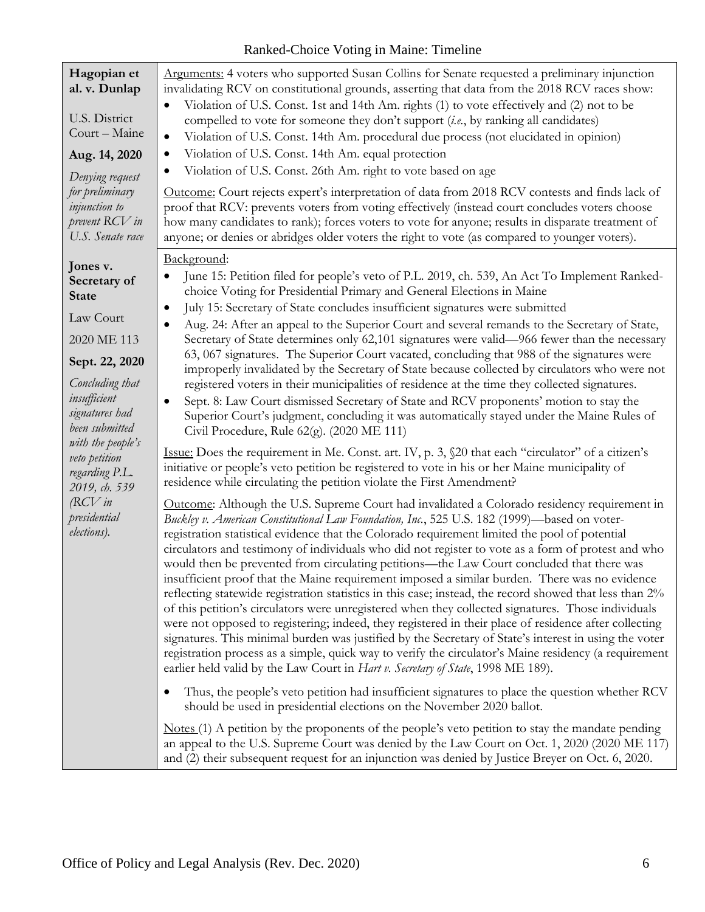| | |
|---|---|
| **Hagopian et al. v. Dunlap**<br><br>U.S. District Court – Maine<br><br>**Aug. 14, 2020**<br><br>*Denying request for preliminary injunction to prevent RCV in U.S. Senate race* | <u>Arguments:</u> 4 voters who supported Susan Collins for Senate requested a preliminary injunction invalidating RCV on constitutional grounds, asserting that data from the 2018 RCV races show:<br>• Violation of U.S. Const. 1st and 14th Am. rights (1) to vote effectively and (2) not to be compelled to vote for someone they don't support (*i.e.*, by ranking all candidates)<br>• Violation of U.S. Const. 14th Am. procedural due process (not elucidated in opinion)<br>• Violation of U.S. Const. 14th Am. equal protection<br>• Violation of U.S. Const. 26th Am. right to vote based on age<br><br><u>Outcome:</u> Court rejects expert's interpretation of data from 2018 RCV contests and finds lack of proof that RCV: prevents voters from voting effectively (instead court concludes voters choose how many candidates to rank); forces voters to vote for anyone; results in disparate treatment of anyone; or denies or abridges older voters the right to vote (as compared to younger voters). |
| **Jones v. Secretary of State**<br><br>Law Court<br><br>2020 ME 113<br><br>**Sept. 22, 2020**<br><br>*Concluding that insufficient signatures had been submitted with the people's veto petition regarding P.L. 2019, ch. 539 (RCV in presidential elections).* | <u>Background</u>:<br>• June 15: Petition filed for people's veto of P.L. 2019, ch. 539, An Act To Implement Ranked-choice Voting for Presidential Primary and General Elections in Maine<br>• July 15: Secretary of State concludes insufficient signatures were submitted<br>• Aug. 24: After an appeal to the Superior Court and several remands to the Secretary of State, Secretary of State determines only 62,101 signatures were valid—966 fewer than the necessary 63, 067 signatures. The Superior Court vacated, concluding that 988 of the signatures were improperly invalidated by the Secretary of State because collected by circulators who were not registered voters in their municipalities of residence at the time they collected signatures.<br>• Sept. 8: Law Court dismissed Secretary of State and RCV proponents' motion to stay the Superior Court's judgment, concluding it was automatically stayed under the Maine Rules of Civil Procedure, Rule 62(g). (2020 ME 111)<br><br><u>Issue:</u> Does the requirement in Me. Const. art. IV, p. 3, §20 that each "circulator" of a citizen's initiative or people's veto petition be registered to vote in his or her Maine municipality of residence while circulating the petition violate the First Amendment?<br><br><u>Outcome</u>: Although the U.S. Supreme Court had invalidated a Colorado residency requirement in *Buckley v. American Constitutional Law Foundation, Inc.*, 525 U.S. 182 (1999)—based on voter-registration statistical evidence that the Colorado requirement limited the pool of potential circulators and testimony of individuals who did not register to vote as a form of protest and who would then be prevented from circulating petitions—the Law Court concluded that there was insufficient proof that the Maine requirement imposed a similar burden. There was no evidence reflecting statewide registration statistics in this case; instead, the record showed that less than 2% of this petition's circulators were unregistered when they collected signatures. Those individuals were not opposed to registering; indeed, they registered in their place of residence after collecting signatures. This minimal burden was justified by the Secretary of State's interest in using the voter registration process as a simple, quick way to verify the circulator's Maine residency (a requirement earlier held valid by the Law Court in *Hart v. Secretary of State*, 1998 ME 189).<br><br>• Thus, the people's veto petition had insufficient signatures to place the question whether RCV should be used in presidential elections on the November 2020 ballot.<br><br><u>Notes</u> (1) A petition by the proponents of the people's veto petition to stay the mandate pending an appeal to the U.S. Supreme Court was denied by the Law Court on Oct. 1, 2020 (2020 ME 117) and (2) their subsequent request for an injunction was denied by Justice Breyer on Oct. 6, 2020. |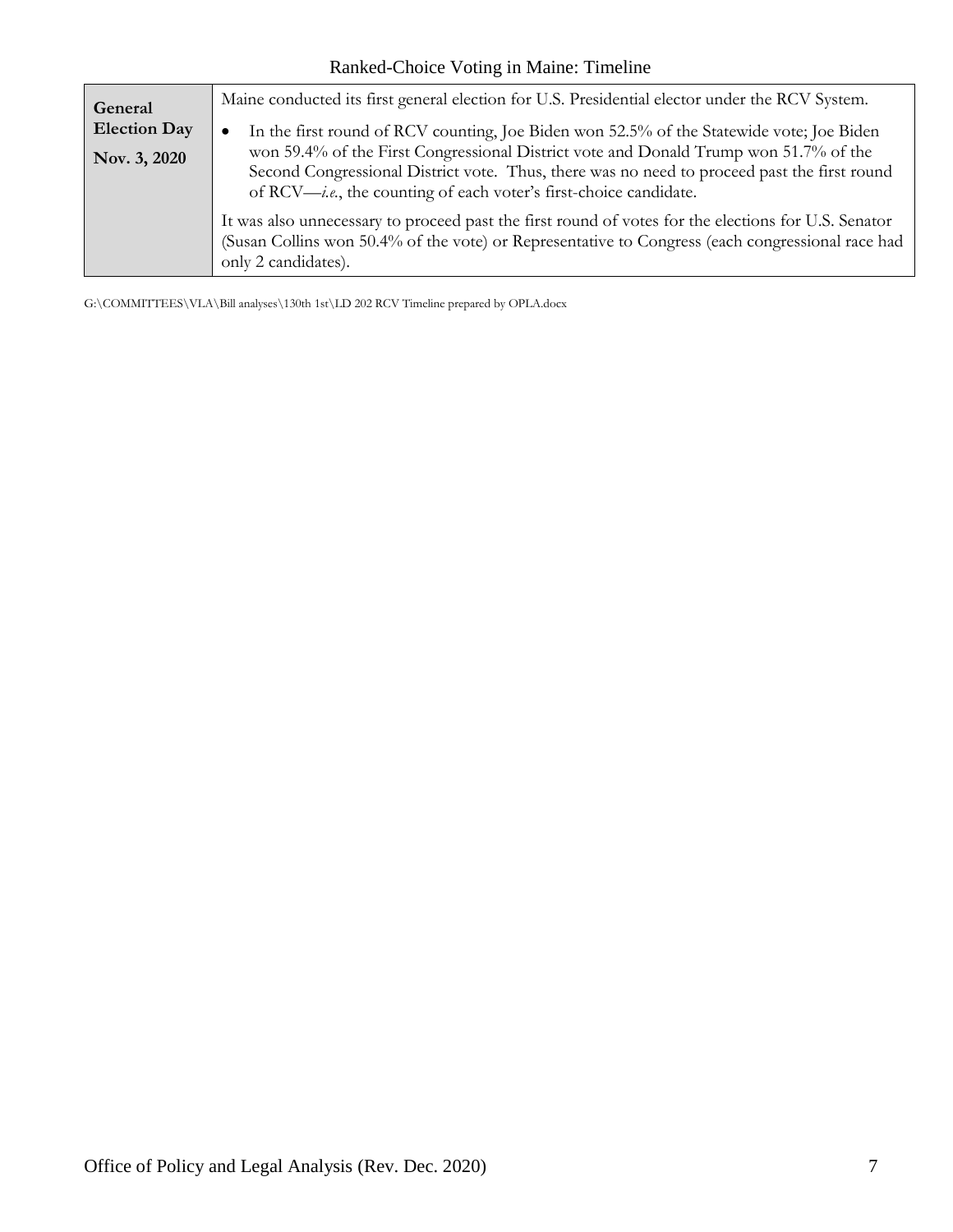| | |
|---|---|
| **General Election Day** **Nov. 3, 2020** | Maine conducted its first general election for U.S. Presidential elector under the RCV System.<br>• In the first round of RCV counting, Joe Biden won 52.5% of the Statewide vote; Joe Biden won 59.4% of the First Congressional District vote and Donald Trump won 51.7% of the Second Congressional District vote. Thus, there was no need to proceed past the first round of RCV—*i.e.*, the counting of each voter's first-choice candidate.<br>It was also unnecessary to proceed past the first round of votes for the elections for U.S. Senator (Susan Collins won 50.4% of the vote) or Representative to Congress (each congressional race had only 2 candidates). |

G:\COMMITTEES\VLA\Bill analyses\130th 1st\LD 202 RCV Timeline prepared by OPLA.docx